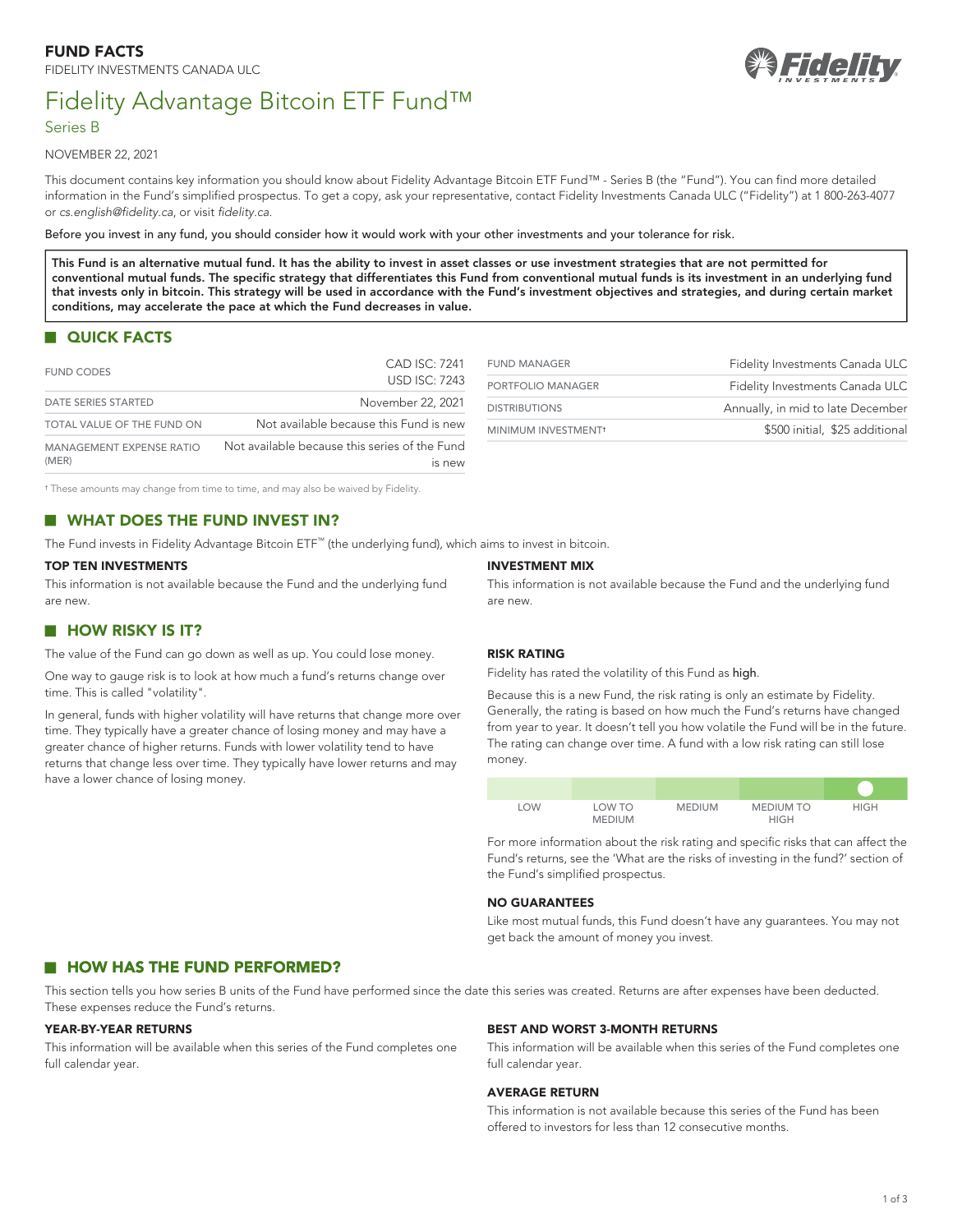# FUND FACTS

FIDELITY INVESTMENTS CANADA ULC

## Fidelity Advantage Bitcoin ETF Fund™

Series B

NOVEMBER 22, 2021

This document contains key information you should know about Fidelity Advantage Bitcoin ETF Fund™ - Series B (the "Fund"). You can find more detailed information in the Fund's simplified prospectus. To get a copy, ask your representative, contact Fidelity Investments Canada ULC ("Fidelity") at 1 800-263-4077 or *cs.english@fidelity.ca*, or visit *fidelity.ca*.

Before you invest in any fund, you should consider how it would work with your other investments and your tolerance for risk.

**This Fund is an alternative mutual fund. It has the ability to invest in asset classes or use investment strategies that are not permitted for conventional mutual funds. The specific strategy that differentiates this Fund from conventional mutual funds is its investment in an underlying fund that invests only in bitcoin. This strategy will be used in accordance with the Fund's investment objectives and strategies, and during certain market conditions, may accelerate the pace at which the Fund decreases in value.**

## QUICK FACTS

| | |
|---|---|
| FUND CODES | CAD ISC: 7241<br>USD ISC: 7243 |
| DATE SERIES STARTED | November 22, 2021 |
| TOTAL VALUE OF THE FUND ON | Not available because this Fund is new |
| MANAGEMENT EXPENSE RATIO (MER) | Not available because this series of the Fund is new |

| | |
|---|---|
| FUND MANAGER | Fidelity Investments Canada ULC |
| PORTFOLIO MANAGER | Fidelity Investments Canada ULC |
| DISTRIBUTIONS | Annually, in mid to late December |
| MINIMUM INVESTMENT† | $500 initial, $25 additional |

† These amounts may change from time to time, and may also be waived by Fidelity.

## WHAT DOES THE FUND INVEST IN?

The Fund invests in Fidelity Advantage Bitcoin ETF™ (the underlying fund), which aims to invest in bitcoin.

### TOP TEN INVESTMENTS

This information is not available because the Fund and the underlying fund are new.

### INVESTMENT MIX

This information is not available because the Fund and the underlying fund are new.

## HOW RISKY IS IT?

The value of the Fund can go down as well as up. You could lose money.

One way to gauge risk is to look at how much a fund's returns change over time. This is called "volatility".

In general, funds with higher volatility will have returns that change more over time. They typically have a greater chance of losing money and may have a greater chance of higher returns. Funds with lower volatility tend to have returns that change less over time. They typically have lower returns and may have a lower chance of losing money.

### RISK RATING

Fidelity has rated the volatility of this Fund as high.

Because this is a new Fund, the risk rating is only an estimate by Fidelity. Generally, the rating is based on how much the Fund's returns have changed from year to year. It doesn't tell you how volatile the Fund will be in the future. The rating can change over time. A fund with a low risk rating can still lose money.

| LOW | LOW TO MEDIUM | MEDIUM | MEDIUM TO HIGH | HIGH |
|---|---|---|---|---|
| | | | | ● |

For more information about the risk rating and specific risks that can affect the Fund's returns, see the 'What are the risks of investing in the fund?' section of the Fund's simplified prospectus.

### NO GUARANTEES

Like most mutual funds, this Fund doesn't have any guarantees. You may not get back the amount of money you invest.

## HOW HAS THE FUND PERFORMED?

This section tells you how series B units of the Fund have performed since the date this series was created. Returns are after expenses have been deducted. These expenses reduce the Fund's returns.

### YEAR-BY-YEAR RETURNS

This information will be available when this series of the Fund completes one full calendar year.

### BEST AND WORST 3-MONTH RETURNS

This information will be available when this series of the Fund completes one full calendar year.

### AVERAGE RETURN

This information is not available because this series of the Fund has been offered to investors for less than 12 consecutive months.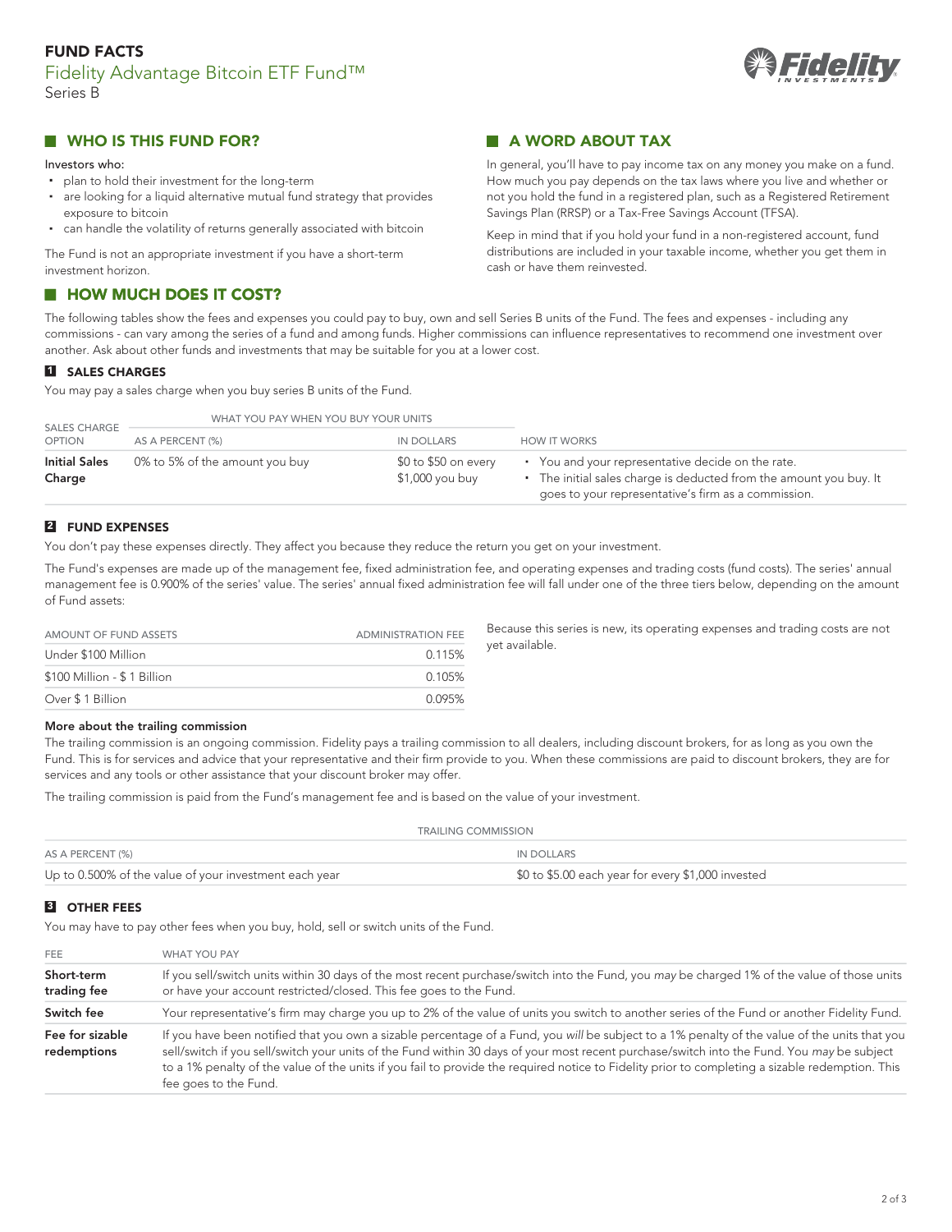# FUND FACTS

## Fidelity Advantage Bitcoin ETF Fund™

Series B

## WHO IS THIS FUND FOR?

Investors who:

- plan to hold their investment for the long-term
- are looking for a liquid alternative mutual fund strategy that provides exposure to bitcoin
- can handle the volatility of returns generally associated with bitcoin

The Fund is not an appropriate investment if you have a short-term investment horizon.

## A WORD ABOUT TAX

In general, you'll have to pay income tax on any money you make on a fund. How much you pay depends on the tax laws where you live and whether or not you hold the fund in a registered plan, such as a Registered Retirement Savings Plan (RRSP) or a Tax-Free Savings Account (TFSA).

Keep in mind that if you hold your fund in a non-registered account, fund distributions are included in your taxable income, whether you get them in cash or have them reinvested.

## HOW MUCH DOES IT COST?

The following tables show the fees and expenses you could pay to buy, own and sell Series B units of the Fund. The fees and expenses - including any commissions - can vary among the series of a fund and among funds. Higher commissions can influence representatives to recommend one investment over another. Ask about other funds and investments that may be suitable for you at a lower cost.

### 1 SALES CHARGES

You may pay a sales charge when you buy series B units of the Fund.

| SALES CHARGE OPTION | WHAT YOU PAY WHEN YOU BUY YOUR UNITS | | HOW IT WORKS |
|---|---|---|---|
| | AS A PERCENT (%) | IN DOLLARS | |
| **Initial Sales Charge** | 0% to 5% of the amount you buy | $0 to $50 on every $1,000 you buy | • You and your representative decide on the rate.<br>• The initial sales charge is deducted from the amount you buy. It goes to your representative's firm as a commission. |

### 2 FUND EXPENSES

You don't pay these expenses directly. They affect you because they reduce the return you get on your investment.

The Fund's expenses are made up of the management fee, fixed administration fee, and operating expenses and trading costs (fund costs). The series' annual management fee is 0.900% of the series' value. The series' annual fixed administration fee will fall under one of the three tiers below, depending on the amount of Fund assets:

| AMOUNT OF FUND ASSETS | ADMINISTRATION FEE |
|---|---|
| Under $100 Million | 0.115% |
| $100 Million - $ 1 Billion | 0.105% |
| Over $ 1 Billion | 0.095% |

Because this series is new, its operating expenses and trading costs are not yet available.

#### More about the trailing commission

The trailing commission is an ongoing commission. Fidelity pays a trailing commission to all dealers, including discount brokers, for as long as you own the Fund. This is for services and advice that your representative and their firm provide to you. When these commissions are paid to discount brokers, they are for services and any tools or other assistance that your discount broker may offer.

The trailing commission is paid from the Fund's management fee and is based on the value of your investment.

| TRAILING COMMISSION | |
|---|---|
| AS A PERCENT (%) | IN DOLLARS |
| Up to 0.500% of the value of your investment each year | $0 to $5.00 each year for every $1,000 invested |

### 3 OTHER FEES

You may have to pay other fees when you buy, hold, sell or switch units of the Fund.

| FEE | WHAT YOU PAY |
|---|---|
| **Short-term trading fee** | If you sell/switch units within 30 days of the most recent purchase/switch into the Fund, you *may* be charged 1% of the value of those units or have your account restricted/closed. This fee goes to the Fund. |
| **Switch fee** | Your representative's firm may charge you up to 2% of the value of units you switch to another series of the Fund or another Fidelity Fund. |
| **Fee for sizable redemptions** | If you have been notified that you own a sizable percentage of a Fund, you *will* be subject to a 1% penalty of the value of the units that you sell/switch if you sell/switch your units of the Fund within 30 days of your most recent purchase/switch into the Fund. You *may* be subject to a 1% penalty of the value of the units if you fail to provide the required notice to Fidelity prior to completing a sizable redemption. This fee goes to the Fund. |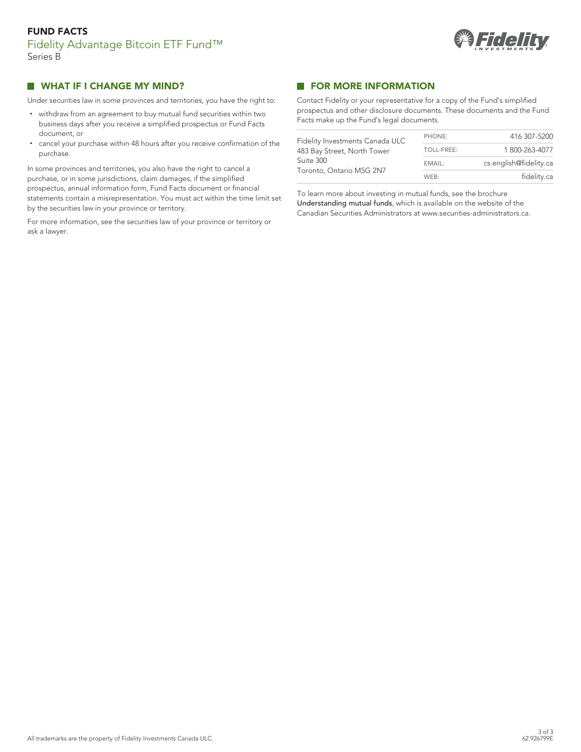## WHAT IF I CHANGE MY MIND?

Under securities law in some provinces and territories, you have the right to:

- withdraw from an agreement to buy mutual fund securities within two business days after you receive a simplified prospectus or Fund Facts document, or
- cancel your purchase within 48 hours after you receive confirmation of the purchase.

In some provinces and territories, you also have the right to cancel a purchase, or in some jurisdictions, claim damages, if the simplified prospectus, annual information form, Fund Facts document or financial statements contain a misrepresentation. You must act within the time limit set by the securities law in your province or territory.

For more information, see the securities law of your province or territory or ask a lawyer.

## FOR MORE INFORMATION

Contact Fidelity or your representative for a copy of the Fund's simplified prospectus and other disclosure documents. These documents and the Fund Facts make up the Fund's legal documents.

Fidelity Investments Canada ULC
483 Bay Street, North Tower
Suite 300
Toronto, Ontario M5G 2N7

| | |
|---|---|
| PHONE: | 416 307-5200 |
| TOLL-FREE: | 1 800-263-4077 |
| EMAIL: | cs.english@fidelity.ca |
| WEB: | fidelity.ca |

To learn more about investing in mutual funds, see the brochure **Understanding mutual funds**, which is available on the website of the Canadian Securities Administrators at www.securities-administrators.ca.

All trademarks are the property of Fidelity Investments Canada ULC.

62.926799E